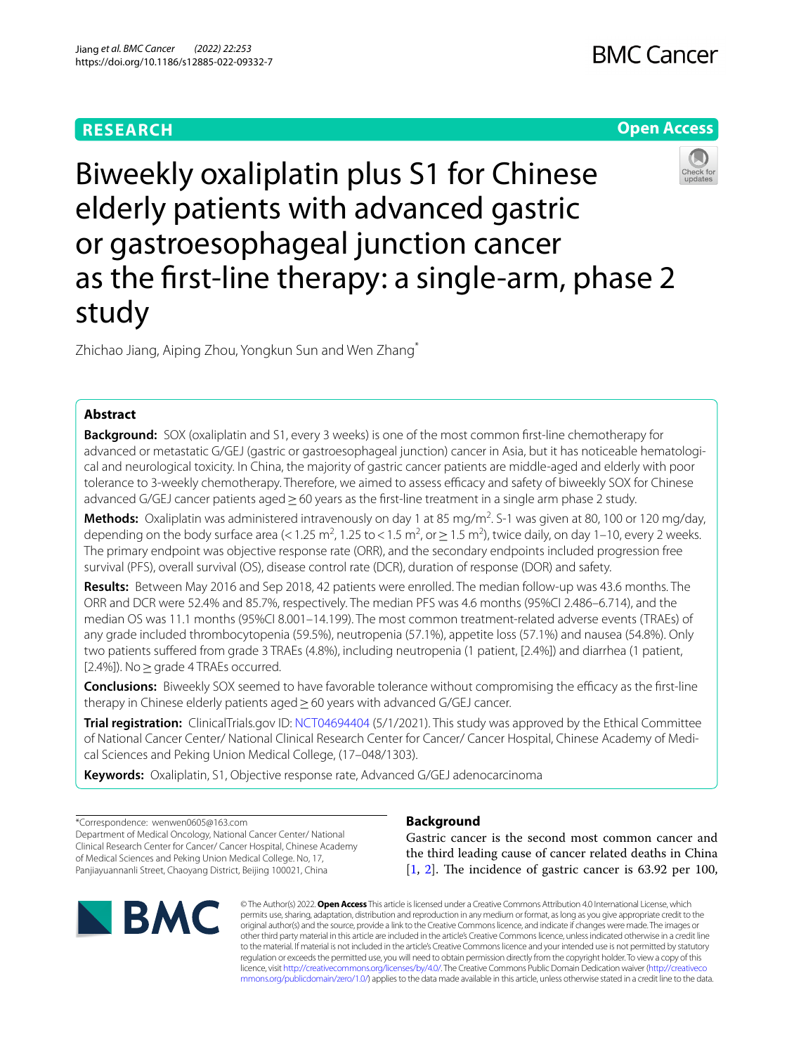RESEARCH

Open Access

# Biweekly oxaliplatin plus S1 for Chinese elderly patients with advanced gastric or gastroesophageal junction cancer as the first-line therapy: a single-arm, phase 2 study

Zhichao Jiang, Aiping Zhou, Yongkun Sun and Wen Zhang*

## Abstract

**Background:** SOX (oxaliplatin and S1, every 3 weeks) is one of the most common first-line chemotherapy for advanced or metastatic G/GEJ (gastric or gastroesophageal junction) cancer in Asia, but it has noticeable hematological and neurological toxicity. In China, the majority of gastric cancer patients are middle-aged and elderly with poor tolerance to 3-weekly chemotherapy. Therefore, we aimed to assess efficacy and safety of biweekly SOX for Chinese advanced G/GEJ cancer patients aged ≥ 60 years as the first-line treatment in a single arm phase 2 study.

**Methods:** Oxaliplatin was administered intravenously on day 1 at 85 mg/$m^2$. S-1 was given at 80, 100 or 120 mg/day, depending on the body surface area (< 1.25 $m^2$, 1.25 to < 1.5 $m^2$, or ≥ 1.5 $m^2$), twice daily, on day 1–10, every 2 weeks. The primary endpoint was objective response rate (ORR), and the secondary endpoints included progression free survival (PFS), overall survival (OS), disease control rate (DCR), duration of response (DOR) and safety.

**Results:** Between May 2016 and Sep 2018, 42 patients were enrolled. The median follow-up was 43.6 months. The ORR and DCR were 52.4% and 85.7%, respectively. The median PFS was 4.6 months (95%CI 2.486–6.714), and the median OS was 11.1 months (95%CI 8.001–14.199). The most common treatment-related adverse events (TRAEs) of any grade included thrombocytopenia (59.5%), neutropenia (57.1%), appetite loss (57.1%) and nausea (54.8%). Only two patients suffered from grade 3 TRAEs (4.8%), including neutropenia (1 patient, [2.4%]) and diarrhea (1 patient, [2.4%]). No ≥ grade 4 TRAEs occurred.

**Conclusions:** Biweekly SOX seemed to have favorable tolerance without compromising the efficacy as the first-line therapy in Chinese elderly patients aged ≥ 60 years with advanced G/GEJ cancer.

**Trial registration:** ClinicalTrials.gov ID: NCT04694404 (5/1/2021). This study was approved by the Ethical Committee of National Cancer Center/ National Clinical Research Center for Cancer/ Cancer Hospital, Chinese Academy of Medical Sciences and Peking Union Medical College, (17–048/1303).

**Keywords:** Oxaliplatin, S1, Objective response rate, Advanced G/GEJ adenocarcinoma

*Correspondence: wenwen0605@163.com
Department of Medical Oncology, National Cancer Center/ National Clinical Research Center for Cancer/ Cancer Hospital, Chinese Academy of Medical Sciences and Peking Union Medical College. No, 17, Panjiayuannanli Street, Chaoyang District, Beijing 100021, China

## Background

Gastric cancer is the second most common cancer and the third leading cause of cancer related deaths in China [1, 2]. The incidence of gastric cancer is 63.92 per 100,

© The Author(s) 2022. **Open Access** This article is licensed under a Creative Commons Attribution 4.0 International License, which permits use, sharing, adaptation, distribution and reproduction in any medium or format, as long as you give appropriate credit to the original author(s) and the source, provide a link to the Creative Commons licence, and indicate if changes were made. The images or other third party material in this article are included in the article's Creative Commons licence, unless indicated otherwise in a credit line to the material. If material is not included in the article's Creative Commons licence and your intended use is not permitted by statutory regulation or exceeds the permitted use, you will need to obtain permission directly from the copyright holder. To view a copy of this licence, visit http://creativecommons.org/licenses/by/4.0/. The Creative Commons Public Domain Dedication waiver (http://creativecommons.org/publicdomain/zero/1.0/) applies to the data made available in this article, unless otherwise stated in a credit line to the data.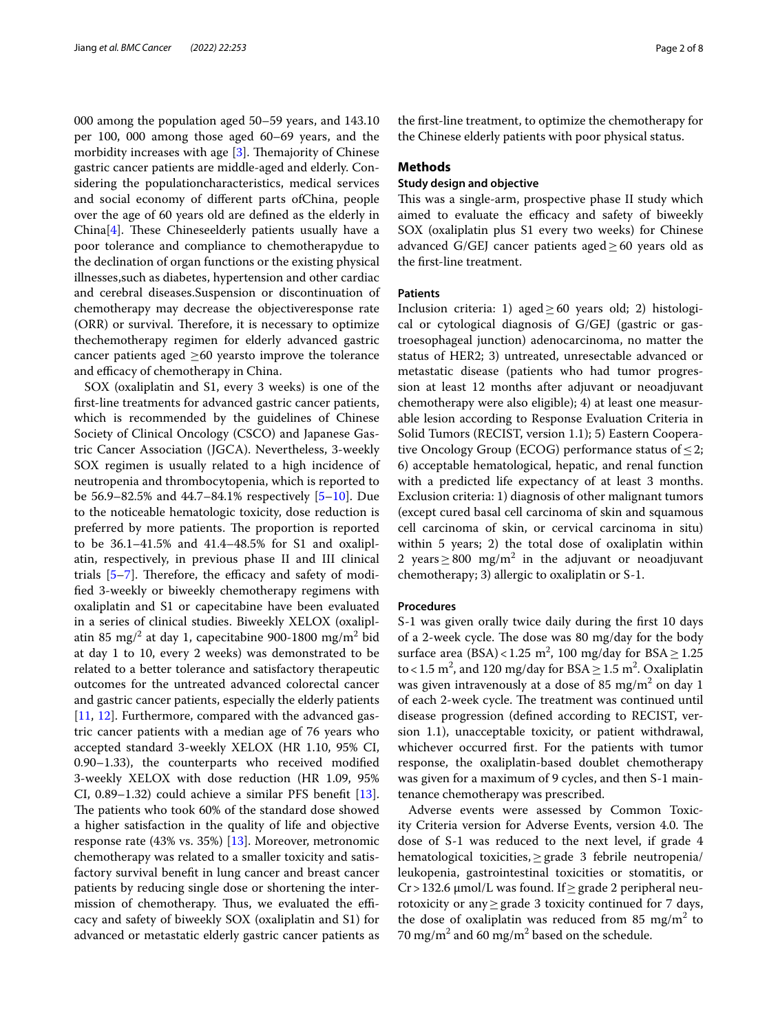000 among the population aged 50–59 years, and 143.10 per 100, 000 among those aged 60–69 years, and the morbidity increases with age [3]. Themajority of Chinese gastric cancer patients are middle-aged and elderly. Considering the populationcharacteristics, medical services and social economy of different parts ofChina, people over the age of 60 years old are defined as the elderly in China[4]. These Chineseelderly patients usually have a poor tolerance and compliance to chemotherapydue to the declination of organ functions or the existing physical illnesses,such as diabetes, hypertension and other cardiac and cerebral diseases.Suspension or discontinuation of chemotherapy may decrease the objectiveresponse rate (ORR) or survival. Therefore, it is necessary to optimize thechemotherapy regimen for elderly advanced gastric cancer patients aged ≥60 yearsto improve the tolerance and efficacy of chemotherapy in China.

SOX (oxaliplatin and S1, every 3 weeks) is one of the first-line treatments for advanced gastric cancer patients, which is recommended by the guidelines of Chinese Society of Clinical Oncology (CSCO) and Japanese Gastric Cancer Association (JGCA). Nevertheless, 3-weekly SOX regimen is usually related to a high incidence of neutropenia and thrombocytopenia, which is reported to be 56.9–82.5% and 44.7–84.1% respectively [5–10]. Due to the noticeable hematologic toxicity, dose reduction is preferred by more patients. The proportion is reported to be 36.1–41.5% and 41.4–48.5% for S1 and oxaliplatin, respectively, in previous phase II and III clinical trials [5–7]. Therefore, the efficacy and safety of modified 3-weekly or biweekly chemotherapy regimens with oxaliplatin and S1 or capecitabine have been evaluated in a series of clinical studies. Biweekly XELOX (oxaliplatin 85 mg/$^2$ at day 1, capecitabine 900-1800 mg/m$^2$ bid at day 1 to 10, every 2 weeks) was demonstrated to be related to a better tolerance and satisfactory therapeutic outcomes for the untreated advanced colorectal cancer and gastric cancer patients, especially the elderly patients [11, 12]. Furthermore, compared with the advanced gastric cancer patients with a median age of 76 years who accepted standard 3-weekly XELOX (HR 1.10, 95% CI, 0.90–1.33), the counterparts who received modified 3-weekly XELOX with dose reduction (HR 1.09, 95% CI, 0.89–1.32) could achieve a similar PFS benefit [13]. The patients who took 60% of the standard dose showed a higher satisfaction in the quality of life and objective response rate (43% vs. 35%) [13]. Moreover, metronomic chemotherapy was related to a smaller toxicity and satisfactory survival benefit in lung cancer and breast cancer patients by reducing single dose or shortening the intermission of chemotherapy. Thus, we evaluated the efficacy and safety of biweekly SOX (oxaliplatin and S1) for advanced or metastatic elderly gastric cancer patients as the first-line treatment, to optimize the chemotherapy for the Chinese elderly patients with poor physical status.

## Methods

### Study design and objective

This was a single-arm, prospective phase II study which aimed to evaluate the efficacy and safety of biweekly SOX (oxaliplatin plus S1 every two weeks) for Chinese advanced G/GEJ cancer patients aged ≥ 60 years old as the first-line treatment.

### Patients

Inclusion criteria: 1) aged ≥ 60 years old; 2) histological or cytological diagnosis of G/GEJ (gastric or gastroesophageal junction) adenocarcinoma, no matter the status of HER2; 3) untreated, unresectable advanced or metastatic disease (patients who had tumor progression at least 12 months after adjuvant or neoadjuvant chemotherapy were also eligible); 4) at least one measurable lesion according to Response Evaluation Criteria in Solid Tumors (RECIST, version 1.1); 5) Eastern Cooperative Oncology Group (ECOG) performance status of ≤ 2; 6) acceptable hematological, hepatic, and renal function with a predicted life expectancy of at least 3 months. Exclusion criteria: 1) diagnosis of other malignant tumors (except cured basal cell carcinoma of skin and squamous cell carcinoma of skin, or cervical carcinoma in situ) within 5 years; 2) the total dose of oxaliplatin within 2 years ≥ 800 mg/m$^2$ in the adjuvant or neoadjuvant chemotherapy; 3) allergic to oxaliplatin or S-1.

### Procedures

S-1 was given orally twice daily during the first 10 days of a 2-week cycle. The dose was 80 mg/day for the body surface area (BSA) < 1.25 m$^2$, 100 mg/day for BSA ≥ 1.25 to < 1.5 m$^2$, and 120 mg/day for BSA ≥ 1.5 m$^2$. Oxaliplatin was given intravenously at a dose of 85 mg/m$^2$ on day 1 of each 2-week cycle. The treatment was continued until disease progression (defined according to RECIST, version 1.1), unacceptable toxicity, or patient withdrawal, whichever occurred first. For the patients with tumor response, the oxaliplatin-based doublet chemotherapy was given for a maximum of 9 cycles, and then S-1 maintenance chemotherapy was prescribed.

Adverse events were assessed by Common Toxicity Criteria version for Adverse Events, version 4.0. The dose of S-1 was reduced to the next level, if grade 4 hematological toxicities, ≥ grade 3 febrile neutropenia/leukopenia, gastrointestinal toxicities or stomatitis, or Cr > 132.6 μmol/L was found. If ≥ grade 2 peripheral neurotoxicity or any ≥ grade 3 toxicity continued for 7 days, the dose of oxaliplatin was reduced from 85 mg/m$^2$ to 70 mg/m$^2$ and 60 mg/m$^2$ based on the schedule.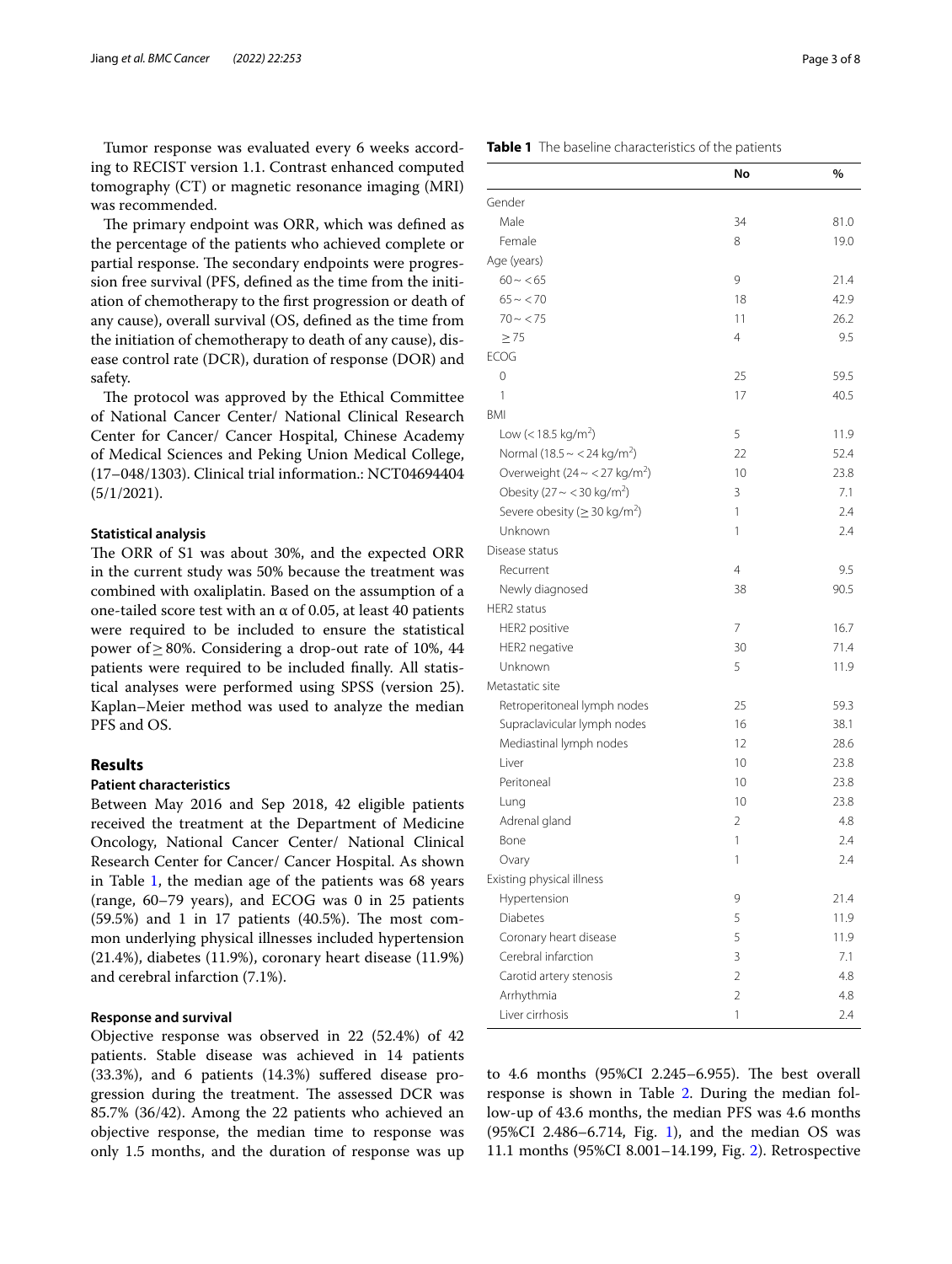Tumor response was evaluated every 6 weeks according to RECIST version 1.1. Contrast enhanced computed tomography (CT) or magnetic resonance imaging (MRI) was recommended.

The primary endpoint was ORR, which was defined as the percentage of the patients who achieved complete or partial response. The secondary endpoints were progression free survival (PFS, defined as the time from the initiation of chemotherapy to the first progression or death of any cause), overall survival (OS, defined as the time from the initiation of chemotherapy to death of any cause), disease control rate (DCR), duration of response (DOR) and safety.

The protocol was approved by the Ethical Committee of National Cancer Center/ National Clinical Research Center for Cancer/ Cancer Hospital, Chinese Academy of Medical Sciences and Peking Union Medical College, (17–048/1303). Clinical trial information.: NCT04694404 (5/1/2021).

### Statistical analysis

The ORR of S1 was about 30%, and the expected ORR in the current study was 50% because the treatment was combined with oxaliplatin. Based on the assumption of a one-tailed score test with an α of 0.05, at least 40 patients were required to be included to ensure the statistical power of ≥ 80%. Considering a drop-out rate of 10%, 44 patients were required to be included finally. All statistical analyses were performed using SPSS (version 25). Kaplan–Meier method was used to analyze the median PFS and OS.

## Results

### Patient characteristics

Between May 2016 and Sep 2018, 42 eligible patients received the treatment at the Department of Medicine Oncology, National Cancer Center/ National Clinical Research Center for Cancer/ Cancer Hospital. As shown in Table 1, the median age of the patients was 68 years (range, 60–79 years), and ECOG was 0 in 25 patients (59.5%) and 1 in 17 patients (40.5%). The most common underlying physical illnesses included hypertension (21.4%), diabetes (11.9%), coronary heart disease (11.9%) and cerebral infarction (7.1%).

### Response and survival

Objective response was observed in 22 (52.4%) of 42 patients. Stable disease was achieved in 14 patients (33.3%), and 6 patients (14.3%) suffered disease progression during the treatment. The assessed DCR was 85.7% (36/42). Among the 22 patients who achieved an objective response, the median time to response was only 1.5 months, and the duration of response was up to 4.6 months (95%CI 2.245–6.955). The best overall response is shown in Table 2. During the median follow-up of 43.6 months, the median PFS was 4.6 months (95%CI 2.486–6.714, Fig. 1), and the median OS was 11.1 months (95%CI 8.001–14.199, Fig. 2). Retrospective

**Table 1** The baseline characteristics of the patients

| | No | % |
|---|---|---|
| Gender | | |
| Male | 34 | 81.0 |
| Female | 8 | 19.0 |
| Age (years) | | |
| 60 ~ < 65 | 9 | 21.4 |
| 65 ~ < 70 | 18 | 42.9 |
| 70 ~ < 75 | 11 | 26.2 |
| ≥ 75 | 4 | 9.5 |
| ECOG | | |
| 0 | 25 | 59.5 |
| 1 | 17 | 40.5 |
| BMI | | |
| Low (< 18.5 kg/m$^2$) | 5 | 11.9 |
| Normal (18.5 ~ < 24 kg/m$^2$) | 22 | 52.4 |
| Overweight (24 ~ < 27 kg/m$^2$) | 10 | 23.8 |
| Obesity (27 ~ < 30 kg/m$^2$) | 3 | 7.1 |
| Severe obesity (≥ 30 kg/m$^2$) | 1 | 2.4 |
| Unknown | 1 | 2.4 |
| Disease status | | |
| Recurrent | 4 | 9.5 |
| Newly diagnosed | 38 | 90.5 |
| HER2 status | | |
| HER2 positive | 7 | 16.7 |
| HER2 negative | 30 | 71.4 |
| Unknown | 5 | 11.9 |
| Metastatic site | | |
| Retroperitoneal lymph nodes | 25 | 59.3 |
| Supraclavicular lymph nodes | 16 | 38.1 |
| Mediastinal lymph nodes | 12 | 28.6 |
| Liver | 10 | 23.8 |
| Peritoneal | 10 | 23.8 |
| Lung | 10 | 23.8 |
| Adrenal gland | 2 | 4.8 |
| Bone | 1 | 2.4 |
| Ovary | 1 | 2.4 |
| Existing physical illness | | |
| Hypertension | 9 | 21.4 |
| Diabetes | 5 | 11.9 |
| Coronary heart disease | 5 | 11.9 |
| Cerebral infarction | 3 | 7.1 |
| Carotid artery stenosis | 2 | 4.8 |
| Arrhythmia | 2 | 4.8 |
| Liver cirrhosis | 1 | 2.4 |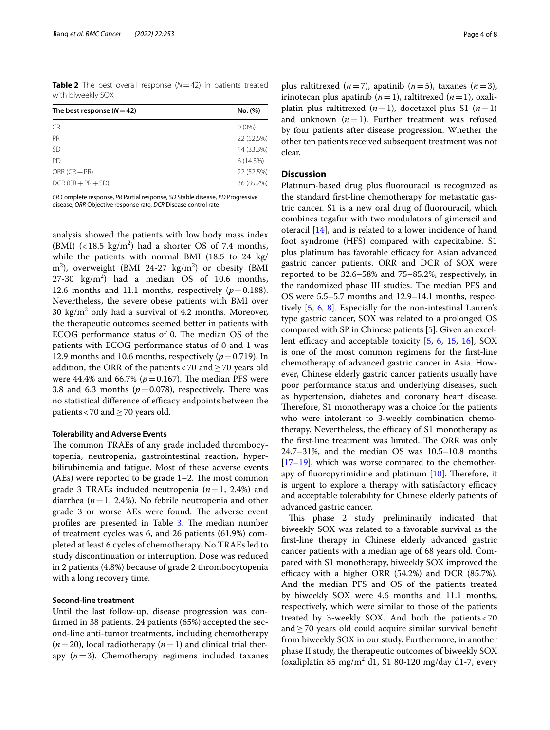**Table 2** The best overall response (*N* = 42) in patients treated with biweekly SOX

| The best response (*N* = 42) | No. (%) |
|---|---|
| CR | 0 (0%) |
| PR | 22 (52.5%) |
| SD | 14 (33.3%) |
| PD | 6 (14.3%) |
| ORR (CR + PR) | 22 (52.5%) |
| DCR (CR + PR + SD) | 36 (85.7%) |

*CR* Complete response, *PR* Partial response, *SD* Stable disease, *PD* Progressive disease, *ORR* Objective response rate, *DCR* Disease control rate

analysis showed the patients with low body mass index (BMI) ($<18.5$ kg/m$^2$) had a shorter OS of 7.4 months, while the patients with normal BMI (18.5 to 24 kg/m$^2$), overweight (BMI 24-27 kg/m$^2$) or obesity (BMI 27-30 kg/m$^2$) had a median OS of 10.6 months, 12.6 months and 11.1 months, respectively ($p = 0.188$). Nevertheless, the severe obese patients with BMI over 30 kg/m$^2$ only had a survival of 4.2 months. Moreover, the therapeutic outcomes seemed better in patients with ECOG performance status of 0. The median OS of the patients with ECOG performance status of 0 and 1 was 12.9 months and 10.6 months, respectively ($p = 0.719$). In addition, the ORR of the patients $<70$ and $\geq 70$ years old were 44.4% and 66.7% ($p = 0.167$). The median PFS were 3.8 and 6.3 months ($p = 0.078$), respectively. There was no statistical difference of efficacy endpoints between the patients $<70$ and $\geq 70$ years old.

### Tolerability and Adverse Events

The common TRAEs of any grade included thrombocytopenia, neutropenia, gastrointestinal reaction, hyperbilirubinemia and fatigue. Most of these adverse events (AEs) were reported to be grade 1–2. The most common grade 3 TRAEs included neutropenia ($n = 1$, 2.4%) and diarrhea ($n = 1$, 2.4%). No febrile neutropenia and other grade 3 or worse AEs were found. The adverse event profiles are presented in Table 3. The median number of treatment cycles was 6, and 26 patients (61.9%) completed at least 6 cycles of chemotherapy. No TRAEs led to study discontinuation or interruption. Dose was reduced in 2 patients (4.8%) because of grade 2 thrombocytopenia with a long recovery time.

### Second-line treatment

Until the last follow-up, disease progression was confirmed in 38 patients. 24 patients (65%) accepted the second-line anti-tumor treatments, including chemotherapy ($n = 20$), local radiotherapy ($n = 1$) and clinical trial therapy ($n = 3$). Chemotherapy regimens included taxanes plus raltitrexed ($n = 7$), apatinib ($n = 5$), taxanes ($n = 3$), irinotecan plus apatinib ($n = 1$), raltitrexed ($n = 1$), oxaliplatin plus raltitrexed ($n = 1$), docetaxel plus S1 ($n = 1$) and unknown ($n = 1$). Further treatment was refused by four patients after disease progression. Whether the other ten patients received subsequent treatment was not clear.

## Discussion

Platinum-based drug plus fluorouracil is recognized as the standard first-line chemotherapy for metastatic gastric cancer. S1 is a new oral drug of fluorouracil, which combines tegafur with two modulators of gimeracil and oteracil [14], and is related to a lower incidence of hand foot syndrome (HFS) compared with capecitabine. S1 plus platinum has favorable efficacy for Asian advanced gastric cancer patients. ORR and DCR of SOX were reported to be 32.6–58% and 75–85.2%, respectively, in the randomized phase III studies. The median PFS and OS were 5.5–5.7 months and 12.9–14.1 months, respectively [5, 6, 8]. Especially for the non-intestinal Lauren's type gastric cancer, SOX was related to a prolonged OS compared with SP in Chinese patients [5]. Given an excellent efficacy and acceptable toxicity [5, 6, 15, 16], SOX is one of the most common regimens for the first-line chemotherapy of advanced gastric cancer in Asia. However, Chinese elderly gastric cancer patients usually have poor performance status and underlying diseases, such as hypertension, diabetes and coronary heart disease. Therefore, S1 monotherapy was a choice for the patients who were intolerant to 3-weekly combination chemotherapy. Nevertheless, the efficacy of S1 monotherapy as the first-line treatment was limited. The ORR was only 24.7–31%, and the median OS was 10.5–10.8 months [17–19], which was worse compared to the chemotherapy of fluoropyrimidine and platinum [10]. Therefore, it is urgent to explore a therapy with satisfactory efficacy and acceptable tolerability for Chinese elderly patients of advanced gastric cancer.

This phase 2 study preliminarily indicated that biweekly SOX was related to a favorable survival as the first-line therapy in Chinese elderly advanced gastric cancer patients with a median age of 68 years old. Compared with S1 monotherapy, biweekly SOX improved the efficacy with a higher ORR (54.2%) and DCR (85.7%). And the median PFS and OS of the patients treated by biweekly SOX were 4.6 months and 11.1 months, respectively, which were similar to those of the patients treated by 3-weekly SOX. And both the patients $<70$ and $\geq 70$ years old could acquire similar survival benefit from biweekly SOX in our study. Furthermore, in another phase II study, the therapeutic outcomes of biweekly SOX (oxaliplatin 85 mg/m$^2$ d1, S1 80-120 mg/day d1-7, every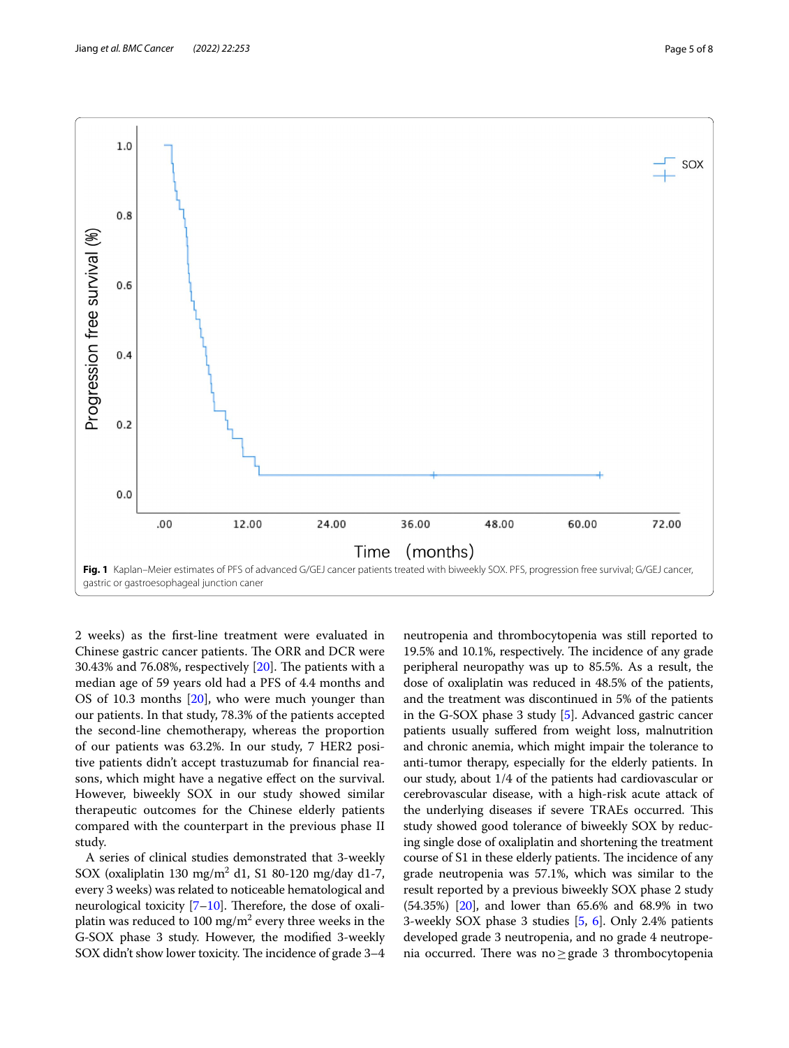Fig. 1 Kaplan–Meier estimates of PFS of advanced G/GEJ cancer patients treated with biweekly SOX. PFS, progression free survival; G/GEJ cancer, gastric or gastroesophageal junction caner

2 weeks) as the first-line treatment were evaluated in Chinese gastric cancer patients. The ORR and DCR were 30.43% and 76.08%, respectively [20]. The patients with a median age of 59 years old had a PFS of 4.4 months and OS of 10.3 months [20], who were much younger than our patients. In that study, 78.3% of the patients accepted the second-line chemotherapy, whereas the proportion of our patients was 63.2%. In our study, 7 HER2 positive patients didn't accept trastuzumab for financial reasons, which might have a negative effect on the survival. However, biweekly SOX in our study showed similar therapeutic outcomes for the Chinese elderly patients compared with the counterpart in the previous phase II study.

A series of clinical studies demonstrated that 3-weekly SOX (oxaliplatin 130 mg/m$^2$ d1, S1 80-120 mg/day d1-7, every 3 weeks) was related to noticeable hematological and neurological toxicity [7–10]. Therefore, the dose of oxaliplatin was reduced to 100 mg/m$^2$ every three weeks in the G-SOX phase 3 study. However, the modified 3-weekly SOX didn't show lower toxicity. The incidence of grade 3–4 neutropenia and thrombocytopenia was still reported to 19.5% and 10.1%, respectively. The incidence of any grade peripheral neuropathy was up to 85.5%. As a result, the dose of oxaliplatin was reduced in 48.5% of the patients, and the treatment was discontinued in 5% of the patients in the G-SOX phase 3 study [5]. Advanced gastric cancer patients usually suffered from weight loss, malnutrition and chronic anemia, which might impair the tolerance to anti-tumor therapy, especially for the elderly patients. In our study, about 1/4 of the patients had cardiovascular or cerebrovascular disease, with a high-risk acute attack of the underlying diseases if severe TRAEs occurred. This study showed good tolerance of biweekly SOX by reducing single dose of oxaliplatin and shortening the treatment course of S1 in these elderly patients. The incidence of any grade neutropenia was 57.1%, which was similar to the result reported by a previous biweekly SOX phase 2 study (54.35%) [20], and lower than 65.6% and 68.9% in two 3-weekly SOX phase 3 studies [5, 6]. Only 2.4% patients developed grade 3 neutropenia, and no grade 4 neutropenia occurred. There was no ≥ grade 3 thrombocytopenia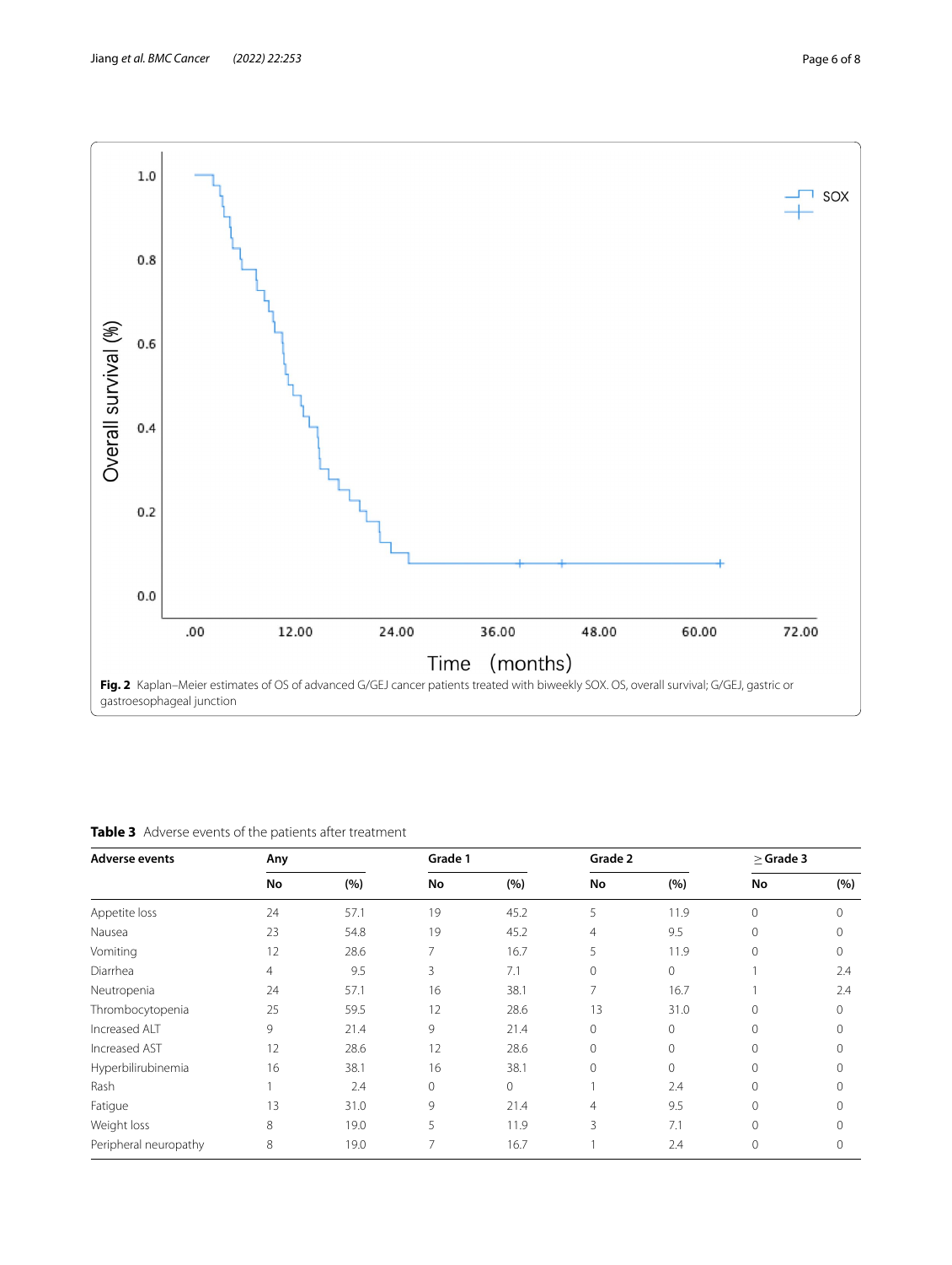**Fig. 2** Kaplan–Meier estimates of OS of advanced G/GEJ cancer patients treated with biweekly SOX. OS, overall survival; G/GEJ, gastric or gastroesophageal junction

**Table 3** Adverse events of the patients after treatment

| Adverse events | Any | | Grade 1 | | Grade 2 | | ≥ Grade 3 | |
|---|---|---|---|---|---|---|---|---|
| | No | (%) | No | (%) | No | (%) | No | (%) |
| Appetite loss | 24 | 57.1 | 19 | 45.2 | 5 | 11.9 | 0 | 0 |
| Nausea | 23 | 54.8 | 19 | 45.2 | 4 | 9.5 | 0 | 0 |
| Vomiting | 12 | 28.6 | 7 | 16.7 | 5 | 11.9 | 0 | 0 |
| Diarrhea | 4 | 9.5 | 3 | 7.1 | 0 | 0 | 1 | 2.4 |
| Neutropenia | 24 | 57.1 | 16 | 38.1 | 7 | 16.7 | 1 | 2.4 |
| Thrombocytopenia | 25 | 59.5 | 12 | 28.6 | 13 | 31.0 | 0 | 0 |
| Increased ALT | 9 | 21.4 | 9 | 21.4 | 0 | 0 | 0 | 0 |
| Increased AST | 12 | 28.6 | 12 | 28.6 | 0 | 0 | 0 | 0 |
| Hyperbilirubinemia | 16 | 38.1 | 16 | 38.1 | 0 | 0 | 0 | 0 |
| Rash | 1 | 2.4 | 0 | 0 | 1 | 2.4 | 0 | 0 |
| Fatigue | 13 | 31.0 | 9 | 21.4 | 4 | 9.5 | 0 | 0 |
| Weight loss | 8 | 19.0 | 5 | 11.9 | 3 | 7.1 | 0 | 0 |
| Peripheral neuropathy | 8 | 19.0 | 7 | 16.7 | 1 | 2.4 | 0 | 0 |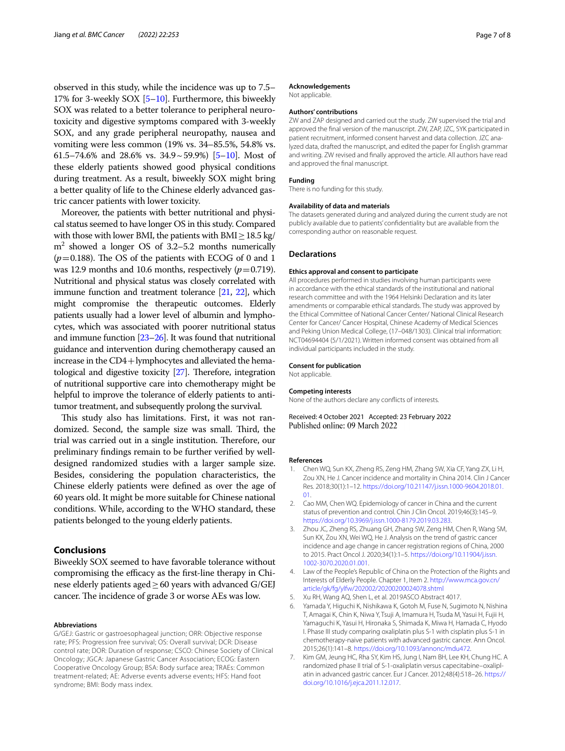observed in this study, while the incidence was up to 7.5–17% for 3-weekly SOX [5–10]. Furthermore, this biweekly SOX was related to a better tolerance to peripheral neurotoxicity and digestive symptoms compared with 3-weekly SOX, and any grade peripheral neuropathy, nausea and vomiting were less common (19% vs. 34–85.5%, 54.8% vs. 61.5–74.6% and 28.6% vs. 34.9 ~ 59.9%) [5–10]. Most of these elderly patients showed good physical conditions during treatment. As a result, biweekly SOX might bring a better quality of life to the Chinese elderly advanced gastric cancer patients with lower toxicity.

Moreover, the patients with better nutritional and physical status seemed to have longer OS in this study. Compared with those with lower BMI, the patients with BMI ≥ 18.5 kg/$m^2$ showed a longer OS of 3.2–5.2 months numerically ($p = 0.188$). The OS of the patients with ECOG of 0 and 1 was 12.9 months and 10.6 months, respectively ($p = 0.719$). Nutritional and physical status was closely correlated with immune function and treatment tolerance [21, 22], which might compromise the therapeutic outcomes. Elderly patients usually had a lower level of albumin and lymphocytes, which was associated with poorer nutritional status and immune function [23–26]. It was found that nutritional guidance and intervention during chemotherapy caused an increase in the CD4+ lymphocytes and alleviated the hematological and digestive toxicity [27]. Therefore, integration of nutritional supportive care into chemotherapy might be helpful to improve the tolerance of elderly patients to anti-tumor treatment, and subsequently prolong the survival.

This study also has limitations. First, it was not randomized. Second, the sample size was small. Third, the trial was carried out in a single institution. Therefore, our preliminary findings remain to be further verified by well-designed randomized studies with a larger sample size. Besides, considering the population characteristics, the Chinese elderly patients were defined as over the age of 60 years old. It might be more suitable for Chinese national conditions. While, according to the WHO standard, these patients belonged to the young elderly patients.

## Conclusions

Biweekly SOX seemed to have favorable tolerance without compromising the efficacy as the first-line therapy in Chinese elderly patients aged ≥ 60 years with advanced G/GEJ cancer. The incidence of grade 3 or worse AEs was low.

#### Abbreviations

G/GEJ: Gastric or gastroesophageal junction; ORR: Objective response rate; PFS: Progression free survival; OS: Overall survival; DCR: Disease control rate; DOR: Duration of response; CSCO: Chinese Society of Clinical Oncology; JGCA: Japanese Gastric Cancer Association; ECOG: Eastern Cooperative Oncology Group; BSA: Body surface area; TRAEs: Common treatment-related; AE: Adverse events adverse events; HFS: Hand foot syndrome; BMI: Body mass index.

#### Acknowledgements

Not applicable.

#### Authors' contributions

ZW and ZAP designed and carried out the study. ZW supervised the trial and approved the final version of the manuscript. ZW, ZAP, JZC, SYK participated in patient recruitment, informed consent harvest and data collection. JZC analyzed data, drafted the manuscript, and edited the paper for English grammar and writing. ZW revised and finally approved the article. All authors have read and approved the final manuscript.

#### Funding

There is no funding for this study.

#### Availability of data and materials

The datasets generated during and analyzed during the current study are not publicly available due to patients' confidentiality but are available from the corresponding author on reasonable request.

### Declarations

#### Ethics approval and consent to participate

All procedures performed in studies involving human participants were in accordance with the ethical standards of the institutional and national research committee and with the 1964 Helsinki Declaration and its later amendments or comparable ethical standards. The study was approved by the Ethical Committee of National Cancer Center/ National Clinical Research Center for Cancer/ Cancer Hospital, Chinese Academy of Medical Sciences and Peking Union Medical College, (17–048/1303). Clinical trial information: NCT04694404 (5/1/2021). Written informed consent was obtained from all individual participants included in the study.

#### Consent for publication

Not applicable.

#### Competing interests

None of the authors declare any conflicts of interests.

Received: 4 October 2021 Accepted: 23 February 2022
Published online: 09 March 2022

#### References

1. Chen WQ, Sun KX, Zheng RS, Zhang HM, Zhang SW, Xia CF, Yang ZX, Li H, Zou XN, He J. Cancer incidence and mortality in China 2014. Clin J Cancer Res. 2018;30(1):1–12. https://doi.org/10.21147/j.issn.1000-9604.2018.01.01.
2. Cao MM, Chen WQ. Epidemiology of cancer in China and the current status of prevention and control. Chin J Clin Oncol. 2019;46(3):145–9. https://doi.org/10.3969/j.issn.1000-8179.2019.03.283.
3. Zhou JC, Zheng RS, Zhuang GH, Zhang SW, Zeng HM, Chen R, Wang SM, Sun KX, Zou XN, Wei WQ, He J. Analysis on the trend of gastric cancer incidence and age change in cancer registration regions of China, 2000 to 2015. Pract Oncol J. 2020;34(1):1–5. https://doi.org/10.11904/j.issn.1002-3070.2020.01.001.
4. Law of the People's Republic of China on the Protection of the Rights and Interests of Elderly People. Chapter 1, Item 2. http://www.mca.gov.cn/article/gk/fg/ylfw/202002/20200200024078.shtml
5. Xu RH, Wang AQ, Shen L, et al. 2019ASCO Abstract 4017.
6. Yamada Y, Higuchi K, Nishikawa K, Gotoh M, Fuse N, Sugimoto N, Nishina T, Amagai K, Chin K, Niwa Y, Tsuji A, Imamura H, Tsuda M, Yasui H, Fujii H, Yamaguchi K, Yasui H, Hironaka S, Shimada K, Miwa H, Hamada C, Hyodo I. Phase III study comparing oxaliplatin plus S-1 with cisplatin plus S-1 in chemotherapy-naive patients with advanced gastric cancer. Ann Oncol. 2015;26(1):141–8. https://doi.org/10.1093/annonc/mdu472.
7. Kim GM, Jeung HC, Rha SY, Kim HS, Jung I, Nam BH, Lee KH, Chung HC. A randomized phase II trial of S-1-oxaliplatin versus capecitabine–oxaliplatin in advanced gastric cancer. Eur J Cancer. 2012;48(4):518–26. https://doi.org/10.1016/j.ejca.2011.12.017.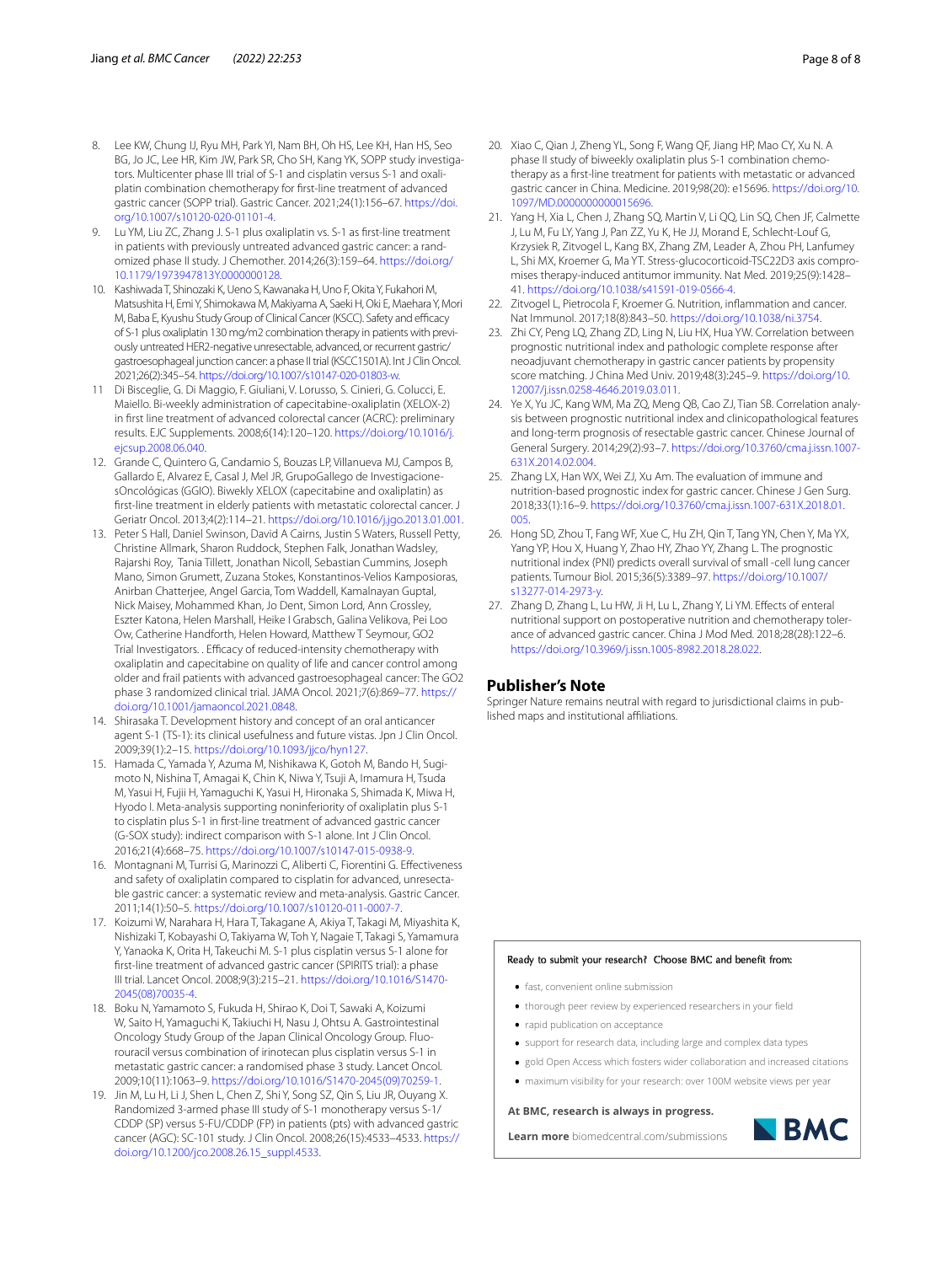8. Lee KW, Chung IJ, Ryu MH, Park YI, Nam BH, Oh HS, Lee KH, Han HS, Seo BG, Jo JC, Lee HR, Kim JW, Park SR, Cho SH, Kang YK, SOPP study investigators. Multicenter phase III trial of S-1 and cisplatin versus S-1 and oxaliplatin combination chemotherapy for first-line treatment of advanced gastric cancer (SOPP trial). Gastric Cancer. 2021;24(1):156–67. https://doi.org/10.1007/s10120-020-01101-4.
9. Lu YM, Liu ZC, Zhang J. S-1 plus oxaliplatin vs. S-1 as first-line treatment in patients with previously untreated advanced gastric cancer: a randomized phase II study. J Chemother. 2014;26(3):159–64. https://doi.org/10.1179/1973947813Y.0000000128.
10. Kashiwada T, Shinozaki K, Ueno S, Kawanaka H, Uno F, Okita Y, Fukahori M, Matsushita H, Emi Y, Shimokawa M, Makiyama A, Saeki H, Oki E, Maehara Y, Mori M, Baba E, Kyushu Study Group of Clinical Cancer (KSCC). Safety and efficacy of S-1 plus oxaliplatin 130 mg/m2 combination therapy in patients with previously untreated HER2-negative unresectable, advanced, or recurrent gastric/gastroesophageal junction cancer: a phase II trial (KSCC1501A). Int J Clin Oncol. 2021;26(2):345–54. https://doi.org/10.1007/s10147-020-01803-w.
11. Di Bisceglie, G. Di Maggio, F. Giuliani, V. Lorusso, S. Cinieri, G. Colucci, E. Maiello. Bi-weekly administration of capecitabine-oxaliplatin (XELOX-2) in first line treatment of advanced colorectal cancer (ACRC): preliminary results. EJC Supplements. 2008;6(14):120–120. https://doi.org/10.1016/j.ejcsup.2008.06.040.
12. Grande C, Quintero G, Candamio S, Bouzas LP, Villanueva MJ, Campos B, Gallardo E, Alvarez E, Casal J, Mel JR, GrupoGallego de Investigacione-sOncológicas (GGIO). Biwekly XELOX (capecitabine and oxaliplatin) as first-line treatment in elderly patients with metastatic colorectal cancer. J Geriatr Oncol. 2013;4(2):114–21. https://doi.org/10.1016/j.jgo.2013.01.001.
13. Peter S Hall, Daniel Swinson, David A Cairns, Justin S Waters, Russell Petty, Christine Allmark, Sharon Ruddock, Stephen Falk, Jonathan Wadsley, Rajarshi Roy, Tania Tillett, Jonathan Nicoll, Sebastian Cummins, Joseph Mano, Simon Grumett, Zuzana Stokes, Konstantinos-Velios Kamposioras, Anirban Chatterjee, Angel Garcia, Tom Waddell, Kamalnayan Guptal, Nick Maisey, Mohammed Khan, Jo Dent, Simon Lord, Ann Crossley, Eszter Katona, Helen Marshall, Heike I Grabsch, Galina Velikova, Pei Loo Ow, Catherine Handforth, Helen Howard, Matthew T Seymour, GO2 Trial Investigators. . Efficacy of reduced-intensity chemotherapy with oxaliplatin and capecitabine on quality of life and cancer control among older and frail patients with advanced gastroesophageal cancer: The GO2 phase 3 randomized clinical trial. JAMA Oncol. 2021;7(6):869–77. https://doi.org/10.1001/jamaoncol.2021.0848.
14. Shirasaka T. Development history and concept of an oral anticancer agent S-1 (TS-1): its clinical usefulness and future vistas. Jpn J Clin Oncol. 2009;39(1):2–15. https://doi.org/10.1093/jjco/hyn127.
15. Hamada C, Yamada Y, Azuma M, Nishikawa K, Gotoh M, Bando H, Sugimoto N, Nishina T, Amagai K, Chin K, Niwa Y, Tsuji A, Imamura H, Tsuda M, Yasui H, Fujii H, Yamaguchi K, Yasui H, Hironaka S, Shimada K, Miwa H, Hyodo I. Meta-analysis supporting noninferiority of oxaliplatin plus S-1 to cisplatin plus S-1 in first-line treatment of advanced gastric cancer (G-SOX study): indirect comparison with S-1 alone. Int J Clin Oncol. 2016;21(4):668–75. https://doi.org/10.1007/s10147-015-0938-9.
16. Montagnani M, Turrisi G, Marinozzi C, Aliberti C, Fiorentini G. Effectiveness and safety of oxaliplatin compared to cisplatin for advanced, unresectable gastric cancer: a systematic review and meta-analysis. Gastric Cancer. 2011;14(1):50–5. https://doi.org/10.1007/s10120-011-0007-7.
17. Koizumi W, Narahara H, Hara T, Takagane A, Akiya T, Takagi M, Miyashita K, Nishizaki T, Kobayashi O, Takiyama W, Toh Y, Nagaie T, Takagi S, Yamamura Y, Yanaoka K, Orita H, Takeuchi M. S-1 plus cisplatin versus S-1 alone for first-line treatment of advanced gastric cancer (SPIRITS trial): a phase III trial. Lancet Oncol. 2008;9(3):215–21. https://doi.org/10.1016/S1470-2045(08)70035-4.
18. Boku N, Yamamoto S, Fukuda H, Shirao K, Doi T, Sawaki A, Koizumi W, Saito H, Yamaguchi K, Takiuchi H, Nasu J, Ohtsu A. Gastrointestinal Oncology Study Group of the Japan Clinical Oncology Group. Fluorouracil versus combination of irinotecan plus cisplatin versus S-1 in metastatic gastric cancer: a randomised phase 3 study. Lancet Oncol. 2009;10(11):1063–9. https://doi.org/10.1016/S1470-2045(09)70259-1.
19. Jin M, Lu H, Li J, Shen L, Chen Z, Shi Y, Song SZ, Qin S, Liu JR, Ouyang X. Randomized 3-armed phase III study of S-1 monotherapy versus S-1/CDDP (SP) versus 5-FU/CDDP (FP) in patients (pts) with advanced gastric cancer (AGC): SC-101 study. J Clin Oncol. 2008;26(15):4533–4533. https://doi.org/10.1200/jco.2008.26.15_suppl.4533.
20. Xiao C, Qian J, Zheng YL, Song F, Wang QF, Jiang HP, Mao CY, Xu N. A phase II study of biweekly oxaliplatin plus S-1 combination chemotherapy as a first-line treatment for patients with metastatic or advanced gastric cancer in China. Medicine. 2019;98(20): e15696. https://doi.org/10.1097/MD.0000000000015696.
21. Yang H, Xia L, Chen J, Zhang SQ, Martin V, Li QQ, Lin SQ, Chen JF, Calmette J, Lu M, Fu LY, Yang J, Pan ZZ, Yu K, He JJ, Morand E, Schlecht-Louf G, Krzysiek R, Zitvogel L, Kang BX, Zhang ZM, Leader A, Zhou PH, Lanfumey L, Shi MX, Kroemer G, Ma YT. Stress-glucocorticoid-TSC22D3 axis compromises therapy-induced antitumor immunity. Nat Med. 2019;25(9):1428–41. https://doi.org/10.1038/s41591-019-0566-4.
22. Zitvogel L, Pietrocola F, Kroemer G. Nutrition, inflammation and cancer. Nat Immunol. 2017;18(8):843–50. https://doi.org/10.1038/ni.3754.
23. Zhi CY, Peng LQ, Zhang ZD, Ling N, Liu HX, Hua YW. Correlation between prognostic nutritional index and pathologic complete response after neoadjuvant chemotherapy in gastric cancer patients by propensity score matching. J China Med Univ. 2019;48(3):245–9. https://doi.org/10.12007/j.issn.0258-4646.2019.03.011.
24. Ye X, Yu JC, Kang WM, Ma ZQ, Meng QB, Cao ZJ, Tian SB. Correlation analysis between prognostic nutritional index and clinicopathological features and long-term prognosis of resectable gastric cancer. Chinese Journal of General Surgery. 2014;29(2):93–7. https://doi.org/10.3760/cma.j.issn.1007-631X.2014.02.004.
25. Zhang LX, Han WX, Wei ZJ, Xu Am. The evaluation of immune and nutrition-based prognostic index for gastric cancer. Chinese J Gen Surg. 2018;33(1):16–9. https://doi.org/10.3760/cma.j.issn.1007-631X.2018.01.005.
26. Hong SD, Zhou T, Fang WF, Xue C, Hu ZH, Qin T, Tang YN, Chen Y, Ma YX, Yang YP, Hou X, Huang Y, Zhao HY, Zhao YY, Zhang L. The prognostic nutritional index (PNI) predicts overall survival of small -cell lung cancer patients. Tumour Biol. 2015;36(5):3389–97. https://doi.org/10.1007/s13277-014-2973-y.
27. Zhang D, Zhang L, Lu HW, Ji H, Lu L, Zhang Y, Li YM. Effects of enteral nutritional support on postoperative nutrition and chemotherapy tolerance of advanced gastric cancer. China J Mod Med. 2018;28(28):122–6. https://doi.org/10.3969/j.issn.1005-8982.2018.28.022.

## Publisher's Note

Springer Nature remains neutral with regard to jurisdictional claims in published maps and institutional affiliations.

Ready to submit your research? Choose BMC and benefit from:

- fast, convenient online submission
- thorough peer review by experienced researchers in your field
- rapid publication on acceptance
- support for research data, including large and complex data types
- gold Open Access which fosters wider collaboration and increased citations
- maximum visibility for your research: over 100M website views per year

**At BMC, research is always in progress.**

**Learn more** biomedcentral.com/submissions

BMC